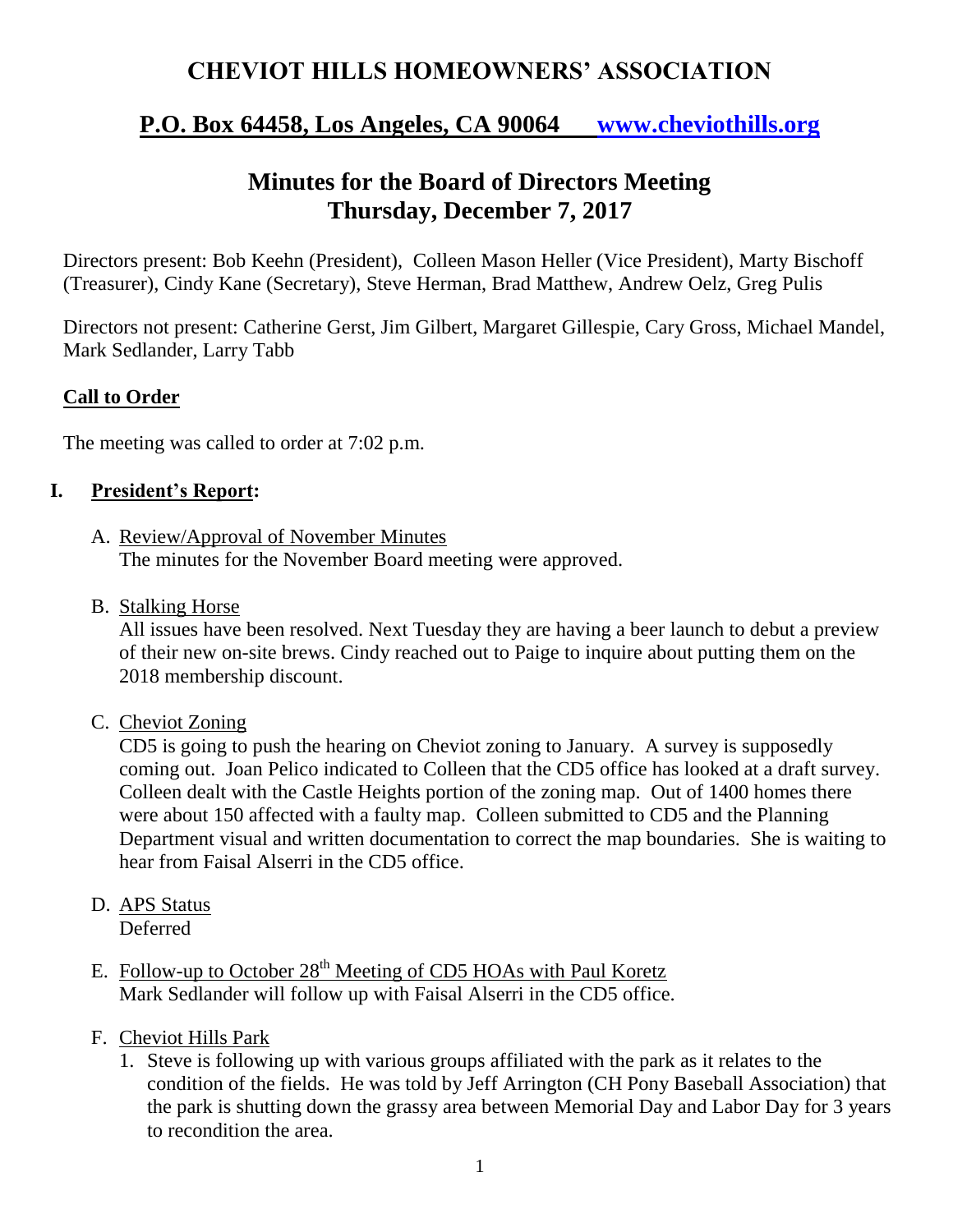# CHEVIOT HILLS HOMEOWNERS' ASSOCIATION

## P.O. Box 64458, Los Angeles, CA 90064 www.cheviothills.org

## Minutes for the Board of Directors Meeting
## Thursday, December 7, 2017

Directors present: Bob Keehn (President), Colleen Mason Heller (Vice President), Marty Bischoff (Treasurer), Cindy Kane (Secretary), Steve Herman, Brad Matthew, Andrew Oelz, Greg Pulis

Directors not present: Catherine Gerst, Jim Gilbert, Margaret Gillespie, Cary Gross, Michael Mandel, Mark Sedlander, Larry Tabb

### Call to Order

The meeting was called to order at 7:02 p.m.

### I. President's Report:

A. Review/Approval of November Minutes
The minutes for the November Board meeting were approved.

B. Stalking Horse
All issues have been resolved. Next Tuesday they are having a beer launch to debut a preview of their new on-site brews. Cindy reached out to Paige to inquire about putting them on the 2018 membership discount.

C. Cheviot Zoning
CD5 is going to push the hearing on Cheviot zoning to January. A survey is supposedly coming out. Joan Pelico indicated to Colleen that the CD5 office has looked at a draft survey. Colleen dealt with the Castle Heights portion of the zoning map. Out of 1400 homes there were about 150 affected with a faulty map. Colleen submitted to CD5 and the Planning Department visual and written documentation to correct the map boundaries. She is waiting to hear from Faisal Alserri in the CD5 office.

D. APS Status
Deferred

E. Follow-up to October 28th Meeting of CD5 HOAs with Paul Koretz
Mark Sedlander will follow up with Faisal Alserri in the CD5 office.

F. Cheviot Hills Park
1. Steve is following up with various groups affiliated with the park as it relates to the condition of the fields. He was told by Jeff Arrington (CH Pony Baseball Association) that the park is shutting down the grassy area between Memorial Day and Labor Day for 3 years to recondition the area.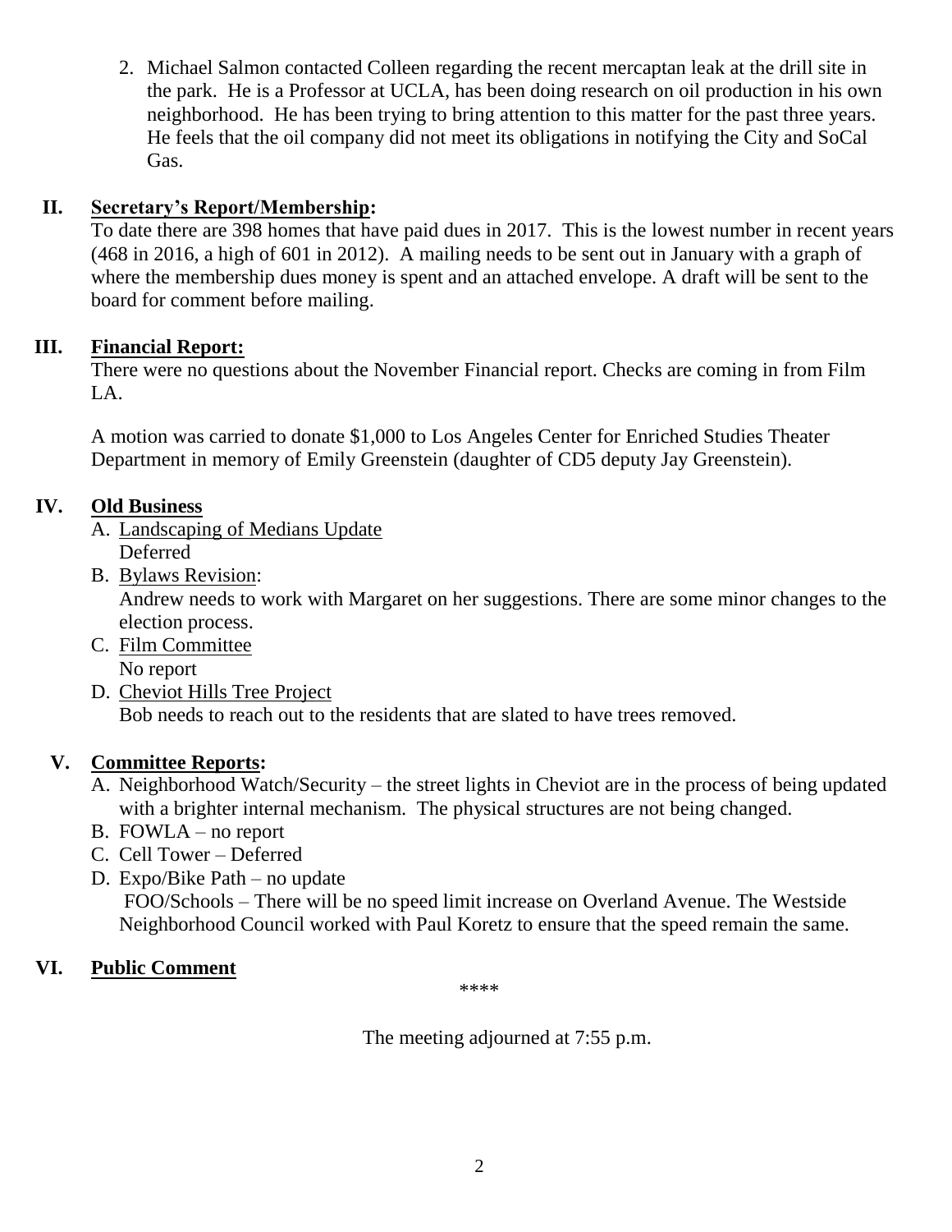2. Michael Salmon contacted Colleen regarding the recent mercaptan leak at the drill site in the park. He is a Professor at UCLA, has been doing research on oil production in his own neighborhood. He has been trying to bring attention to this matter for the past three years. He feels that the oil company did not meet its obligations in notifying the City and SoCal Gas.

## II. **Secretary's Report/Membership:**

To date there are 398 homes that have paid dues in 2017. This is the lowest number in recent years (468 in 2016, a high of 601 in 2012). A mailing needs to be sent out in January with a graph of where the membership dues money is spent and an attached envelope. A draft will be sent to the board for comment before mailing.

## III. **Financial Report:**

There were no questions about the November Financial report. Checks are coming in from Film LA.

A motion was carried to donate $1,000 to Los Angeles Center for Enriched Studies Theater Department in memory of Emily Greenstein (daughter of CD5 deputy Jay Greenstein).

## IV. **Old Business**

A. Landscaping of Medians Update
   Deferred

B. Bylaws Revision:
   Andrew needs to work with Margaret on her suggestions. There are some minor changes to the election process.

C. Film Committee
   No report

D. Cheviot Hills Tree Project
   Bob needs to reach out to the residents that are slated to have trees removed.

## V. **Committee Reports:**

A. Neighborhood Watch/Security – the street lights in Cheviot are in the process of being updated with a brighter internal mechanism. The physical structures are not being changed.

B. FOWLA – no report

C. Cell Tower – Deferred

D. Expo/Bike Path – no update

   FOO/Schools – There will be no speed limit increase on Overland Avenue. The Westside Neighborhood Council worked with Paul Koretz to ensure that the speed remain the same.

## VI. **Public Comment**

****

The meeting adjourned at 7:55 p.m.